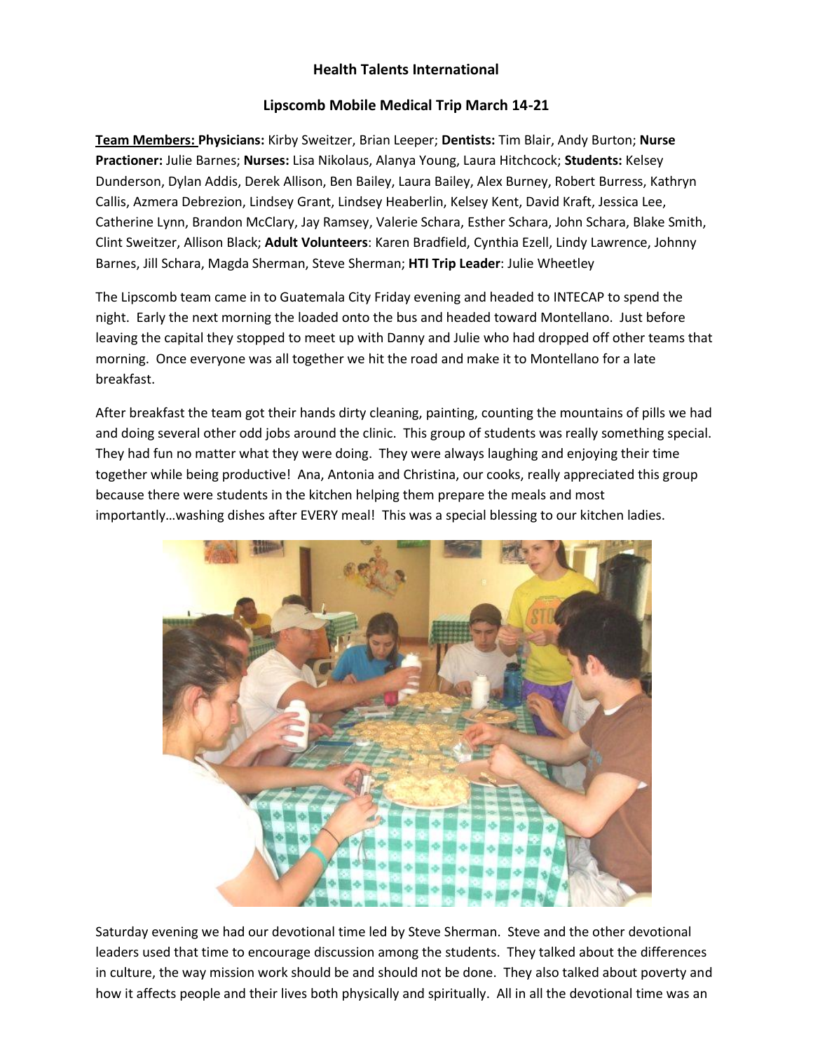**Health Talents International**

**Lipscomb Mobile Medical Trip March 14-21**

**<u>Team Members:</u> Physicians:** Kirby Sweitzer, Brian Leeper; **Dentists:** Tim Blair, Andy Burton; **Nurse Practioner:** Julie Barnes; **Nurses:** Lisa Nikolaus, Alanya Young, Laura Hitchcock; **Students:** Kelsey Dunderson, Dylan Addis, Derek Allison, Ben Bailey, Laura Bailey, Alex Burney, Robert Burress, Kathryn Callis, Azmera Debrezion, Lindsey Grant, Lindsey Heaberlin, Kelsey Kent, David Kraft, Jessica Lee, Catherine Lynn, Brandon McClary, Jay Ramsey, Valerie Schara, Esther Schara, John Schara, Blake Smith, Clint Sweitzer, Allison Black; **Adult Volunteers**: Karen Bradfield, Cynthia Ezell, Lindy Lawrence, Johnny Barnes, Jill Schara, Magda Sherman, Steve Sherman; **HTI Trip Leader**: Julie Wheetley

The Lipscomb team came in to Guatemala City Friday evening and headed to INTECAP to spend the night. Early the next morning the loaded onto the bus and headed toward Montellano. Just before leaving the capital they stopped to meet up with Danny and Julie who had dropped off other teams that morning. Once everyone was all together we hit the road and make it to Montellano for a late breakfast.

After breakfast the team got their hands dirty cleaning, painting, counting the mountains of pills we had and doing several other odd jobs around the clinic. This group of students was really something special. They had fun no matter what they were doing. They were always laughing and enjoying their time together while being productive! Ana, Antonia and Christina, our cooks, really appreciated this group because there were students in the kitchen helping them prepare the meals and most importantly…washing dishes after EVERY meal! This was a special blessing to our kitchen ladies.

Saturday evening we had our devotional time led by Steve Sherman. Steve and the other devotional leaders used that time to encourage discussion among the students. They talked about the differences in culture, the way mission work should be and should not be done. They also talked about poverty and how it affects people and their lives both physically and spiritually. All in all the devotional time was an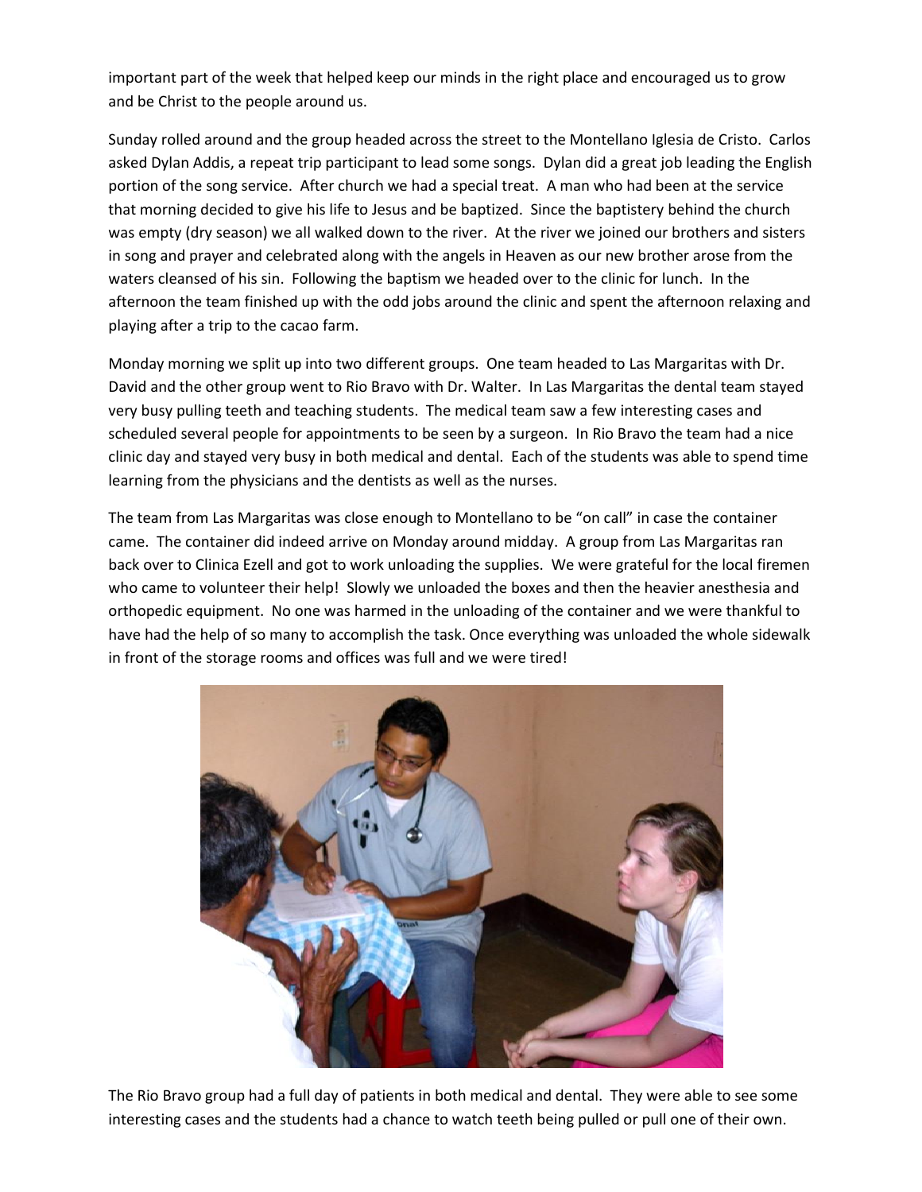important part of the week that helped keep our minds in the right place and encouraged us to grow and be Christ to the people around us.

Sunday rolled around and the group headed across the street to the Montellano Iglesia de Cristo. Carlos asked Dylan Addis, a repeat trip participant to lead some songs. Dylan did a great job leading the English portion of the song service. After church we had a special treat. A man who had been at the service that morning decided to give his life to Jesus and be baptized. Since the baptistery behind the church was empty (dry season) we all walked down to the river. At the river we joined our brothers and sisters in song and prayer and celebrated along with the angels in Heaven as our new brother arose from the waters cleansed of his sin. Following the baptism we headed over to the clinic for lunch. In the afternoon the team finished up with the odd jobs around the clinic and spent the afternoon relaxing and playing after a trip to the cacao farm.

Monday morning we split up into two different groups. One team headed to Las Margaritas with Dr. David and the other group went to Rio Bravo with Dr. Walter. In Las Margaritas the dental team stayed very busy pulling teeth and teaching students. The medical team saw a few interesting cases and scheduled several people for appointments to be seen by a surgeon. In Rio Bravo the team had a nice clinic day and stayed very busy in both medical and dental. Each of the students was able to spend time learning from the physicians and the dentists as well as the nurses.

The team from Las Margaritas was close enough to Montellano to be "on call" in case the container came. The container did indeed arrive on Monday around midday. A group from Las Margaritas ran back over to Clinica Ezell and got to work unloading the supplies. We were grateful for the local firemen who came to volunteer their help! Slowly we unloaded the boxes and then the heavier anesthesia and orthopedic equipment. No one was harmed in the unloading of the container and we were thankful to have had the help of so many to accomplish the task. Once everything was unloaded the whole sidewalk in front of the storage rooms and offices was full and we were tired!

The Rio Bravo group had a full day of patients in both medical and dental. They were able to see some interesting cases and the students had a chance to watch teeth being pulled or pull one of their own.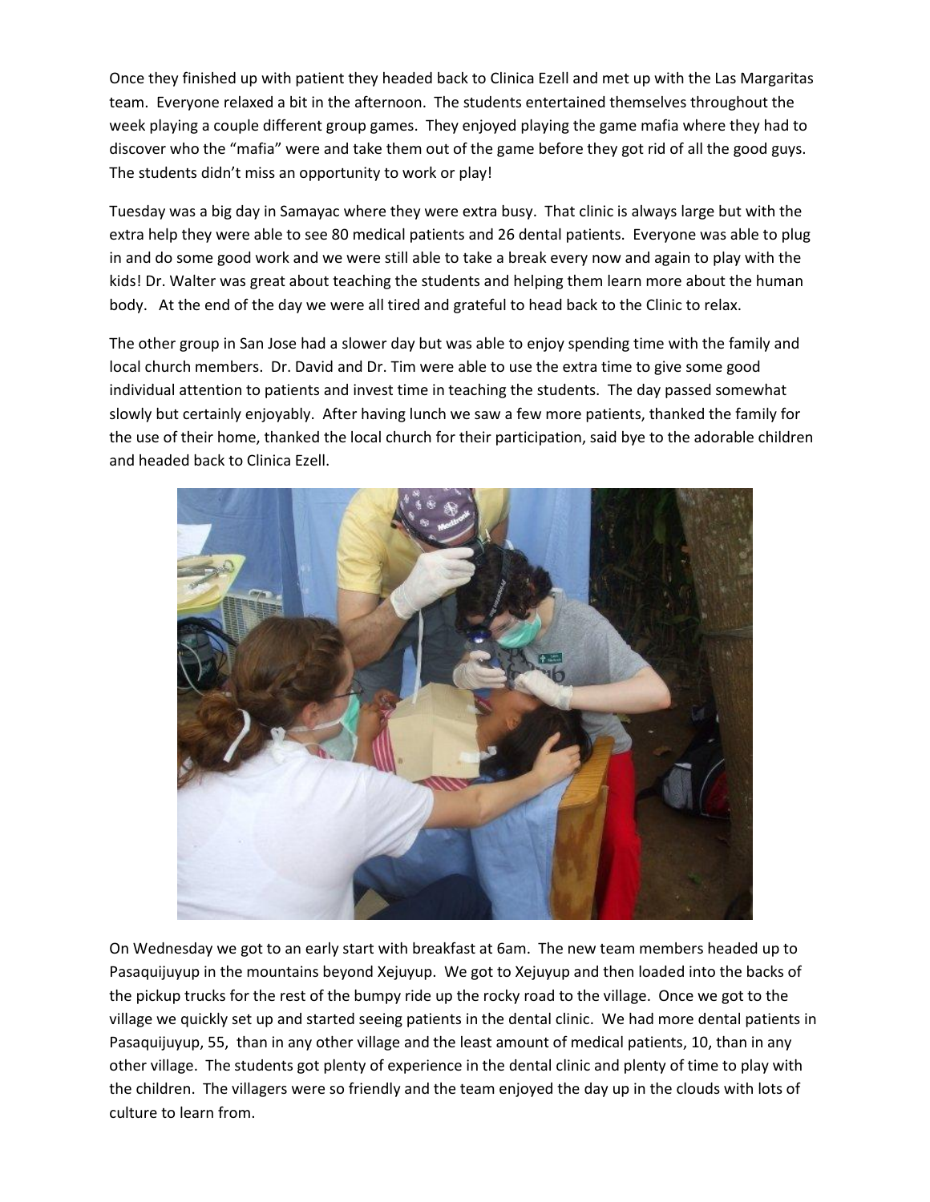Once they finished up with patient they headed back to Clinica Ezell and met up with the Las Margaritas team. Everyone relaxed a bit in the afternoon. The students entertained themselves throughout the week playing a couple different group games. They enjoyed playing the game mafia where they had to discover who the "mafia" were and take them out of the game before they got rid of all the good guys. The students didn't miss an opportunity to work or play!

Tuesday was a big day in Samayac where they were extra busy. That clinic is always large but with the extra help they were able to see 80 medical patients and 26 dental patients. Everyone was able to plug in and do some good work and we were still able to take a break every now and again to play with the kids! Dr. Walter was great about teaching the students and helping them learn more about the human body. At the end of the day we were all tired and grateful to head back to the Clinic to relax.

The other group in San Jose had a slower day but was able to enjoy spending time with the family and local church members. Dr. David and Dr. Tim were able to use the extra time to give some good individual attention to patients and invest time in teaching the students. The day passed somewhat slowly but certainly enjoyably. After having lunch we saw a few more patients, thanked the family for the use of their home, thanked the local church for their participation, said bye to the adorable children and headed back to Clinica Ezell.

On Wednesday we got to an early start with breakfast at 6am. The new team members headed up to Pasaquijuyup in the mountains beyond Xejuyup. We got to Xejuyup and then loaded into the backs of the pickup trucks for the rest of the bumpy ride up the rocky road to the village. Once we got to the village we quickly set up and started seeing patients in the dental clinic. We had more dental patients in Pasaquijuyup, 55, than in any other village and the least amount of medical patients, 10, than in any other village. The students got plenty of experience in the dental clinic and plenty of time to play with the children. The villagers were so friendly and the team enjoyed the day up in the clouds with lots of culture to learn from.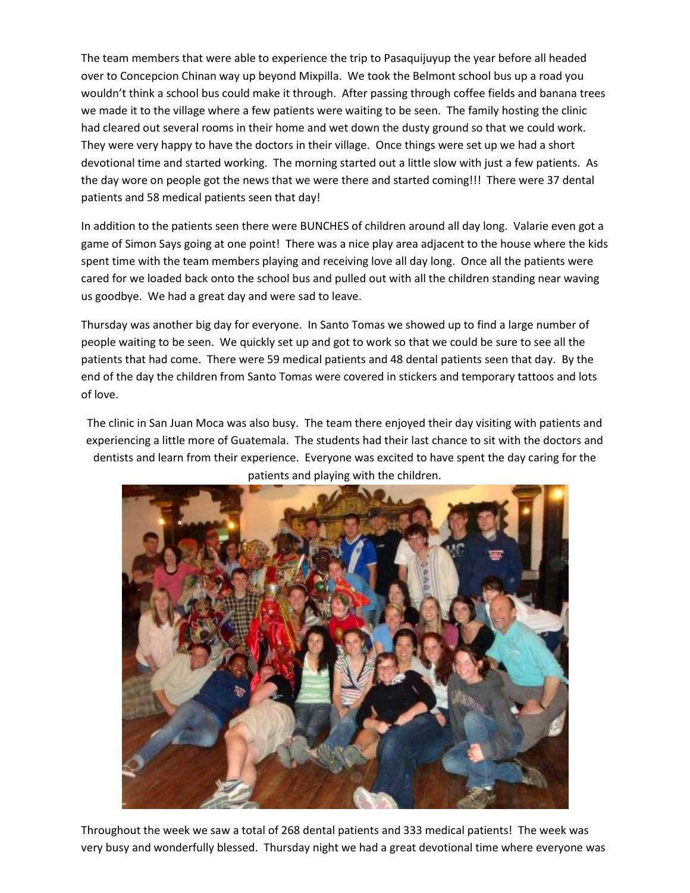The team members that were able to experience the trip to Pasaquijuyup the year before all headed over to Concepcion Chinan way up beyond Mixpilla. We took the Belmont school bus up a road you wouldn't think a school bus could make it through. After passing through coffee fields and banana trees we made it to the village where a few patients were waiting to be seen. The family hosting the clinic had cleared out several rooms in their home and wet down the dusty ground so that we could work. They were very happy to have the doctors in their village. Once things were set up we had a short devotional time and started working. The morning started out a little slow with just a few patients. As the day wore on people got the news that we were there and started coming!!! There were 37 dental patients and 58 medical patients seen that day!

In addition to the patients seen there were BUNCHES of children around all day long. Valarie even got a game of Simon Says going at one point! There was a nice play area adjacent to the house where the kids spent time with the team members playing and receiving love all day long. Once all the patients were cared for we loaded back onto the school bus and pulled out with all the children standing near waving us goodbye. We had a great day and were sad to leave.

Thursday was another big day for everyone. In Santo Tomas we showed up to find a large number of people waiting to be seen. We quickly set up and got to work so that we could be sure to see all the patients that had come. There were 59 medical patients and 48 dental patients seen that day. By the end of the day the children from Santo Tomas were covered in stickers and temporary tattoos and lots of love.

The clinic in San Juan Moca was also busy. The team there enjoyed their day visiting with patients and experiencing a little more of Guatemala. The students had their last chance to sit with the doctors and dentists and learn from their experience. Everyone was excited to have spent the day caring for the patients and playing with the children.

Throughout the week we saw a total of 268 dental patients and 333 medical patients! The week was very busy and wonderfully blessed. Thursday night we had a great devotional time where everyone was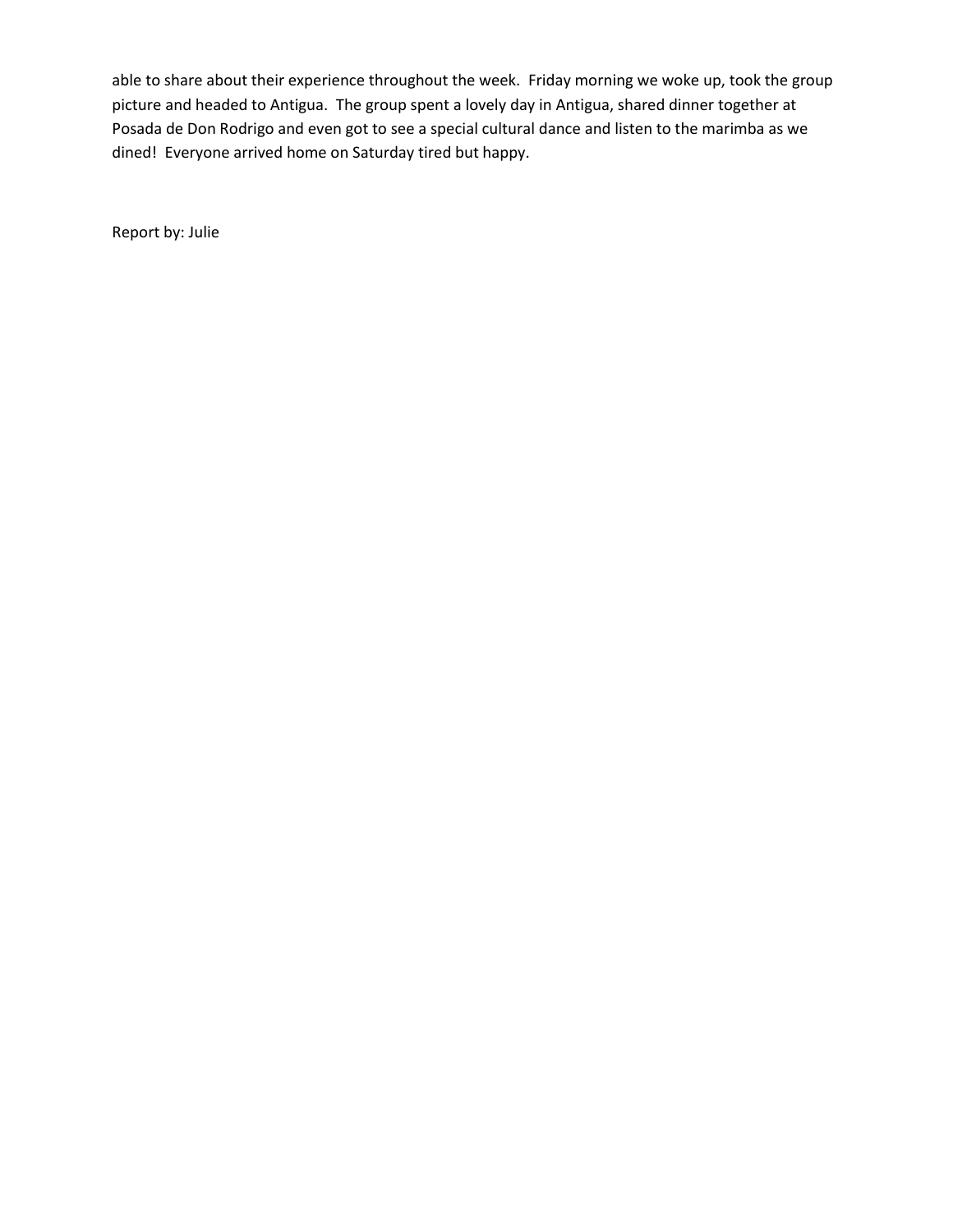able to share about their experience throughout the week. Friday morning we woke up, took the group picture and headed to Antigua. The group spent a lovely day in Antigua, shared dinner together at Posada de Don Rodrigo and even got to see a special cultural dance and listen to the marimba as we dined! Everyone arrived home on Saturday tired but happy.

Report by: Julie